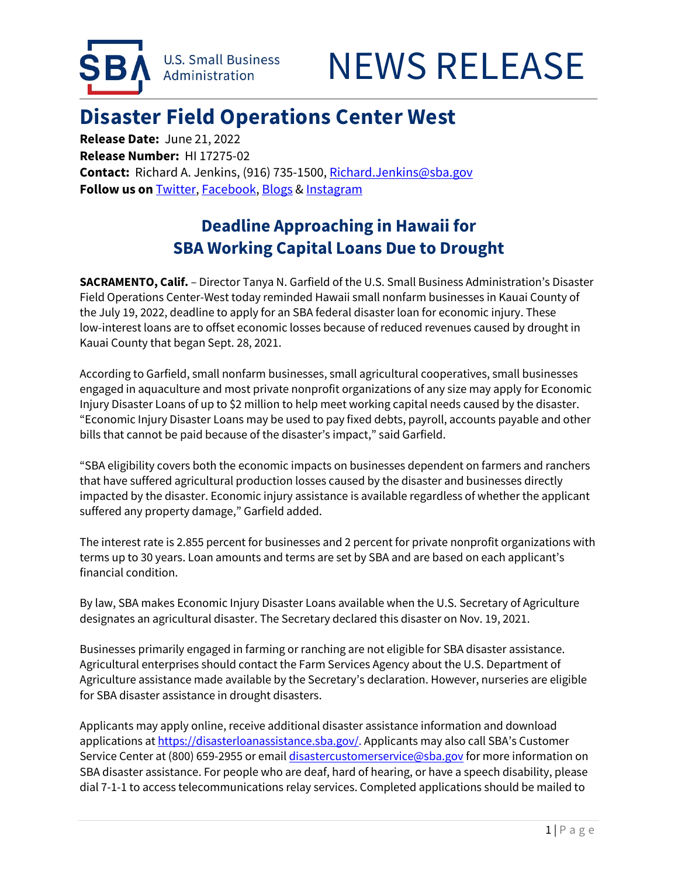U.S. Small Business Administration

# NEWS RELEASE

## Disaster Field Operations Center West

**Release Date:** June 21, 2022
**Release Number:** HI 17275-02
**Contact:** Richard A. Jenkins, (916) 735-1500, Richard.Jenkins@sba.gov
**Follow us on** Twitter, Facebook, Blogs & Instagram

## Deadline Approaching in Hawaii for SBA Working Capital Loans Due to Drought

**SACRAMENTO, Calif.** – Director Tanya N. Garfield of the U.S. Small Business Administration's Disaster Field Operations Center-West today reminded Hawaii small nonfarm businesses in Kauai County of the July 19, 2022, deadline to apply for an SBA federal disaster loan for economic injury. These low-interest loans are to offset economic losses because of reduced revenues caused by drought in Kauai County that began Sept. 28, 2021.

According to Garfield, small nonfarm businesses, small agricultural cooperatives, small businesses engaged in aquaculture and most private nonprofit organizations of any size may apply for Economic Injury Disaster Loans of up to $2 million to help meet working capital needs caused by the disaster. "Economic Injury Disaster Loans may be used to pay fixed debts, payroll, accounts payable and other bills that cannot be paid because of the disaster's impact," said Garfield.

"SBA eligibility covers both the economic impacts on businesses dependent on farmers and ranchers that have suffered agricultural production losses caused by the disaster and businesses directly impacted by the disaster. Economic injury assistance is available regardless of whether the applicant suffered any property damage," Garfield added.

The interest rate is 2.855 percent for businesses and 2 percent for private nonprofit organizations with terms up to 30 years. Loan amounts and terms are set by SBA and are based on each applicant's financial condition.

By law, SBA makes Economic Injury Disaster Loans available when the U.S. Secretary of Agriculture designates an agricultural disaster. The Secretary declared this disaster on Nov. 19, 2021.

Businesses primarily engaged in farming or ranching are not eligible for SBA disaster assistance. Agricultural enterprises should contact the Farm Services Agency about the U.S. Department of Agriculture assistance made available by the Secretary's declaration. However, nurseries are eligible for SBA disaster assistance in drought disasters.

Applicants may apply online, receive additional disaster assistance information and download applications at https://disasterloanassistance.sba.gov/. Applicants may also call SBA's Customer Service Center at (800) 659-2955 or email disastercustomerservice@sba.gov for more information on SBA disaster assistance. For people who are deaf, hard of hearing, or have a speech disability, please dial 7-1-1 to access telecommunications relay services. Completed applications should be mailed to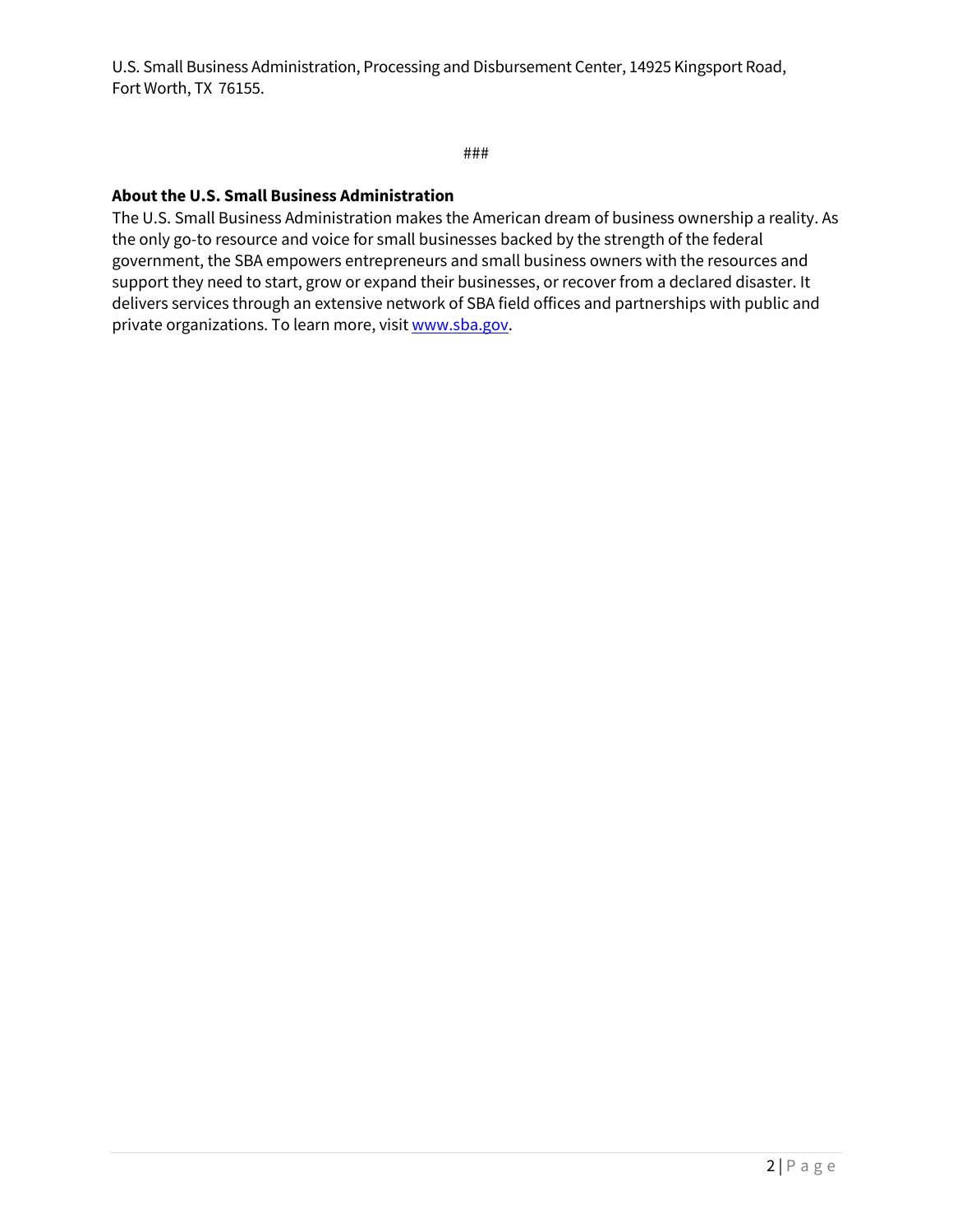U.S. Small Business Administration, Processing and Disbursement Center, 14925 Kingsport Road, Fort Worth, TX  76155.

###

**About the U.S. Small Business Administration**

The U.S. Small Business Administration makes the American dream of business ownership a reality. As the only go-to resource and voice for small businesses backed by the strength of the federal government, the SBA empowers entrepreneurs and small business owners with the resources and support they need to start, grow or expand their businesses, or recover from a declared disaster. It delivers services through an extensive network of SBA field offices and partnerships with public and private organizations. To learn more, visit [www.sba.gov](www.sba.gov).